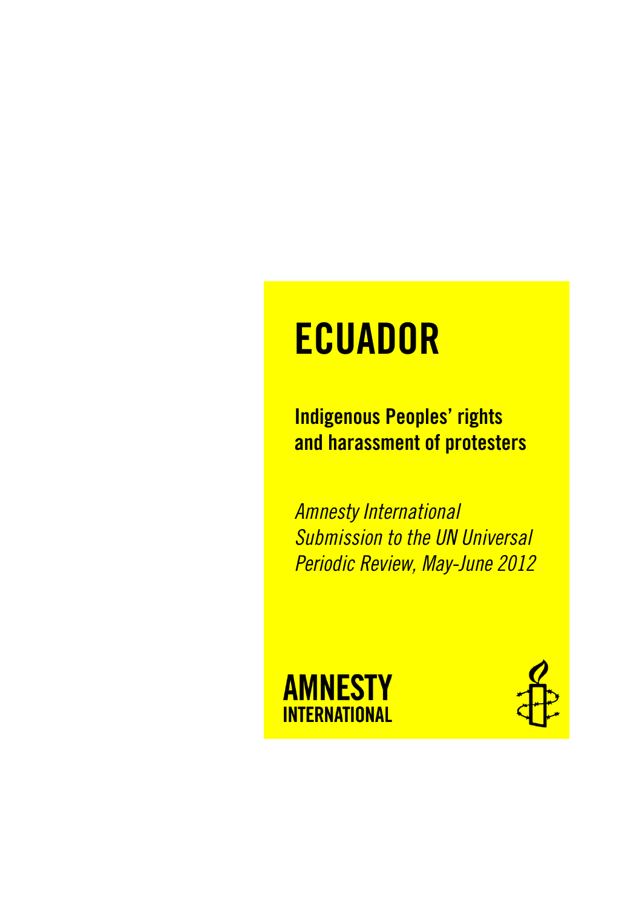# ECUADOR

## Indigenous Peoples' rights and harassment of protesters

*Amnesty International Submission to the UN Universal Periodic Review, May-June 2012*

AMNESTY INTERNATIONAL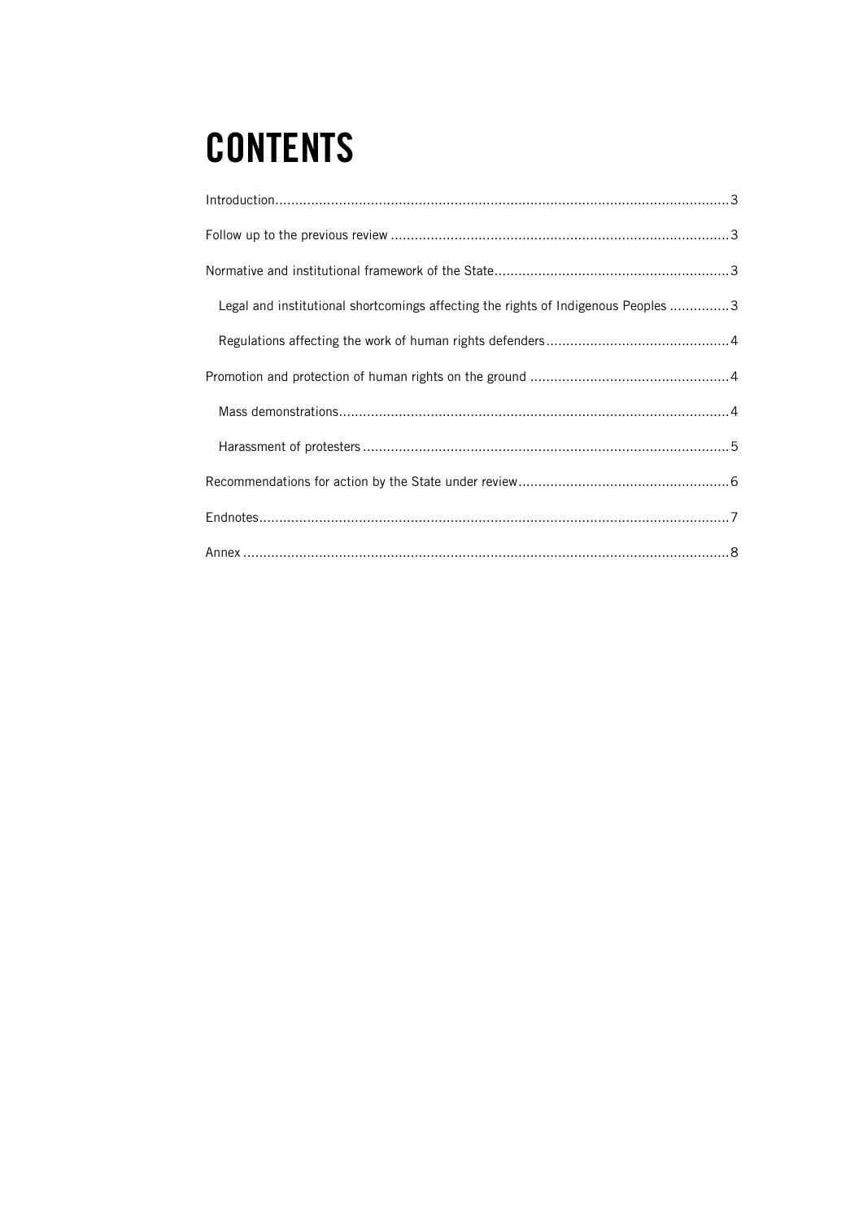# CONTENTS

Introduction......................................................................................................3

Follow up to the previous review ....................................................................3

Normative and institutional framework of the State...........................................3

- Legal and institutional shortcomings affecting the rights of Indigenous Peoples ...............3
- Regulations affecting the work of human rights defenders.............................................4

Promotion and protection of human rights on the ground .................................................4

- Mass demonstrations.................................................................................................4
- Harassment of protesters ...........................................................................................5

Recommendations for action by the State under review....................................................6

Endnotes......................................................................................................7

Annex ..........................................................................................................8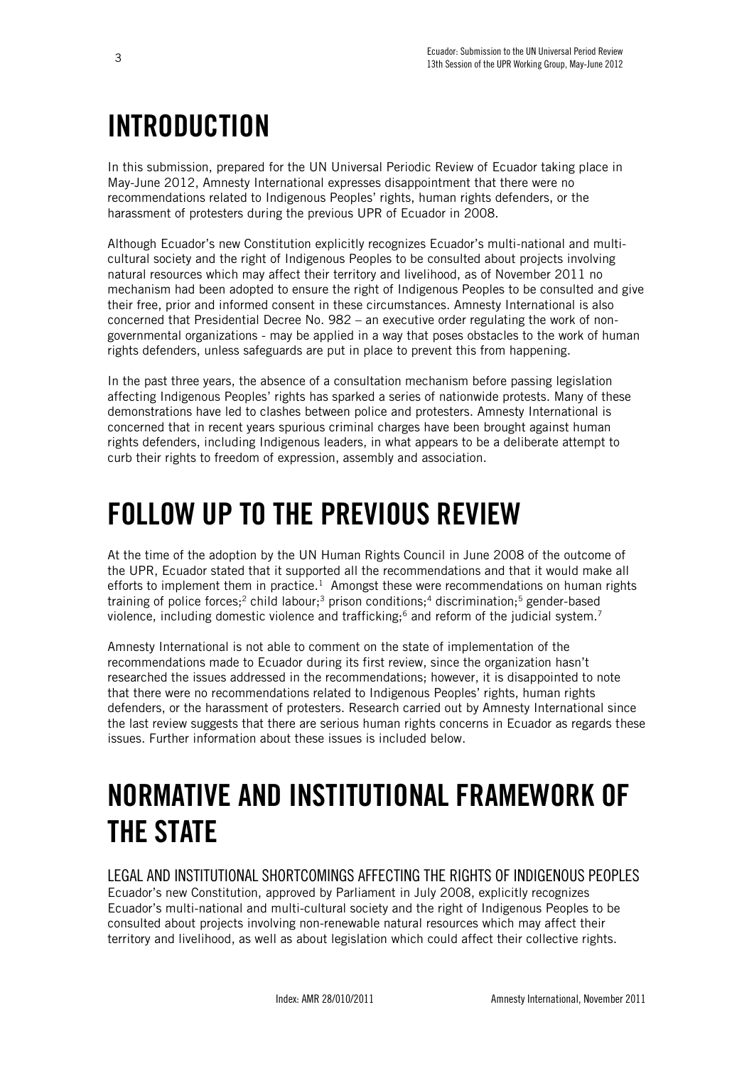# INTRODUCTION

In this submission, prepared for the UN Universal Periodic Review of Ecuador taking place in May-June 2012, Amnesty International expresses disappointment that there were no recommendations related to Indigenous Peoples' rights, human rights defenders, or the harassment of protesters during the previous UPR of Ecuador in 2008.

Although Ecuador's new Constitution explicitly recognizes Ecuador's multi-national and multi-cultural society and the right of Indigenous Peoples to be consulted about projects involving natural resources which may affect their territory and livelihood, as of November 2011 no mechanism had been adopted to ensure the right of Indigenous Peoples to be consulted and give their free, prior and informed consent in these circumstances. Amnesty International is also concerned that Presidential Decree No. 982 – an executive order regulating the work of non-governmental organizations - may be applied in a way that poses obstacles to the work of human rights defenders, unless safeguards are put in place to prevent this from happening.

In the past three years, the absence of a consultation mechanism before passing legislation affecting Indigenous Peoples' rights has sparked a series of nationwide protests. Many of these demonstrations have led to clashes between police and protesters. Amnesty International is concerned that in recent years spurious criminal charges have been brought against human rights defenders, including Indigenous leaders, in what appears to be a deliberate attempt to curb their rights to freedom of expression, assembly and association.

# FOLLOW UP TO THE PREVIOUS REVIEW

At the time of the adoption by the UN Human Rights Council in June 2008 of the outcome of the UPR, Ecuador stated that it supported all the recommendations and that it would make all efforts to implement them in practice.[1] Amongst these were recommendations on human rights training of police forces;[2] child labour;[3] prison conditions;[4] discrimination;[5] gender-based violence, including domestic violence and trafficking;[6] and reform of the judicial system.[7]

Amnesty International is not able to comment on the state of implementation of the recommendations made to Ecuador during its first review, since the organization hasn't researched the issues addressed in the recommendations; however, it is disappointed to note that there were no recommendations related to Indigenous Peoples' rights, human rights defenders, or the harassment of protesters. Research carried out by Amnesty International since the last review suggests that there are serious human rights concerns in Ecuador as regards these issues. Further information about these issues is included below.

# NORMATIVE AND INSTITUTIONAL FRAMEWORK OF THE STATE

## LEGAL AND INSTITUTIONAL SHORTCOMINGS AFFECTING THE RIGHTS OF INDIGENOUS PEOPLES

Ecuador's new Constitution, approved by Parliament in July 2008, explicitly recognizes Ecuador's multi-national and multi-cultural society and the right of Indigenous Peoples to be consulted about projects involving non-renewable natural resources which may affect their territory and livelihood, as well as about legislation which could affect their collective rights.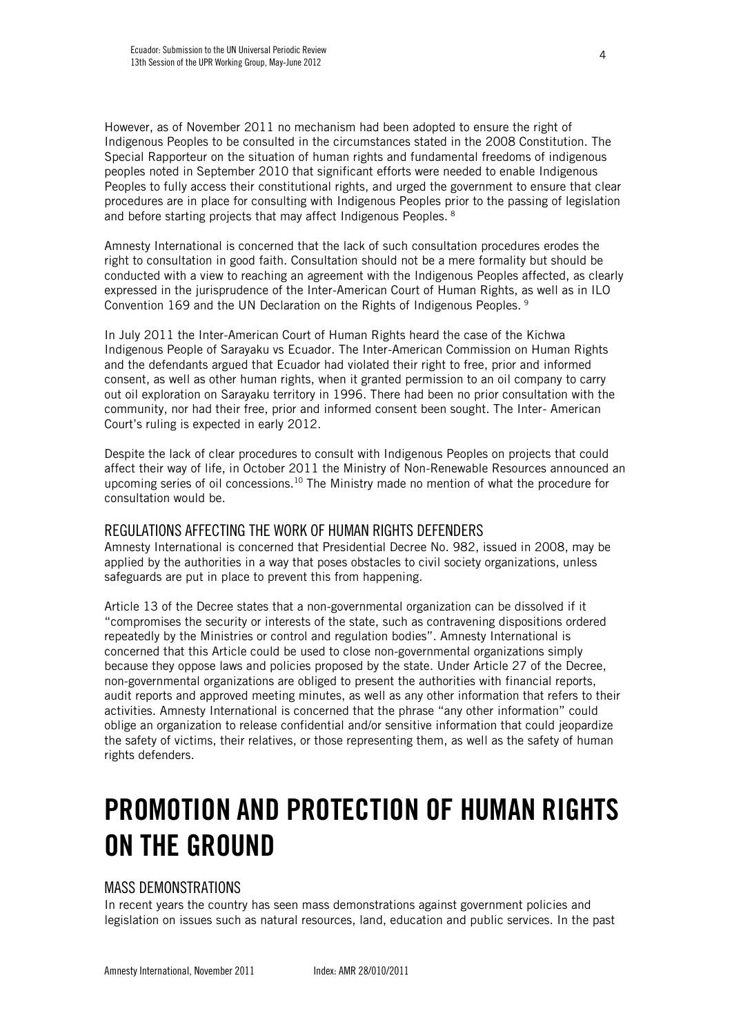However, as of November 2011 no mechanism had been adopted to ensure the right of Indigenous Peoples to be consulted in the circumstances stated in the 2008 Constitution. The Special Rapporteur on the situation of human rights and fundamental freedoms of indigenous peoples noted in September 2010 that significant efforts were needed to enable Indigenous Peoples to fully access their constitutional rights, and urged the government to ensure that clear procedures are in place for consulting with Indigenous Peoples prior to the passing of legislation and before starting projects that may affect Indigenous Peoples. [8]

Amnesty International is concerned that the lack of such consultation procedures erodes the right to consultation in good faith. Consultation should not be a mere formality but should be conducted with a view to reaching an agreement with the Indigenous Peoples affected, as clearly expressed in the jurisprudence of the Inter-American Court of Human Rights, as well as in ILO Convention 169 and the UN Declaration on the Rights of Indigenous Peoples. [9]

In July 2011 the Inter-American Court of Human Rights heard the case of the Kichwa Indigenous People of Sarayaku vs Ecuador. The Inter-American Commission on Human Rights and the defendants argued that Ecuador had violated their right to free, prior and informed consent, as well as other human rights, when it granted permission to an oil company to carry out oil exploration on Sarayaku territory in 1996. There had been no prior consultation with the community, nor had their free, prior and informed consent been sought. The Inter- American Court's ruling is expected in early 2012.

Despite the lack of clear procedures to consult with Indigenous Peoples on projects that could affect their way of life, in October 2011 the Ministry of Non-Renewable Resources announced an upcoming series of oil concessions.[10] The Ministry made no mention of what the procedure for consultation would be.

### REGULATIONS AFFECTING THE WORK OF HUMAN RIGHTS DEFENDERS

Amnesty International is concerned that Presidential Decree No. 982, issued in 2008, may be applied by the authorities in a way that poses obstacles to civil society organizations, unless safeguards are put in place to prevent this from happening.

Article 13 of the Decree states that a non-governmental organization can be dissolved if it "compromises the security or interests of the state, such as contravening dispositions ordered repeatedly by the Ministries or control and regulation bodies". Amnesty International is concerned that this Article could be used to close non-governmental organizations simply because they oppose laws and policies proposed by the state. Under Article 27 of the Decree, non-governmental organizations are obliged to present the authorities with financial reports, audit reports and approved meeting minutes, as well as any other information that refers to their activities. Amnesty International is concerned that the phrase "any other information" could oblige an organization to release confidential and/or sensitive information that could jeopardize the safety of victims, their relatives, or those representing them, as well as the safety of human rights defenders.

# PROMOTION AND PROTECTION OF HUMAN RIGHTS ON THE GROUND

### MASS DEMONSTRATIONS

In recent years the country has seen mass demonstrations against government policies and legislation on issues such as natural resources, land, education and public services. In the past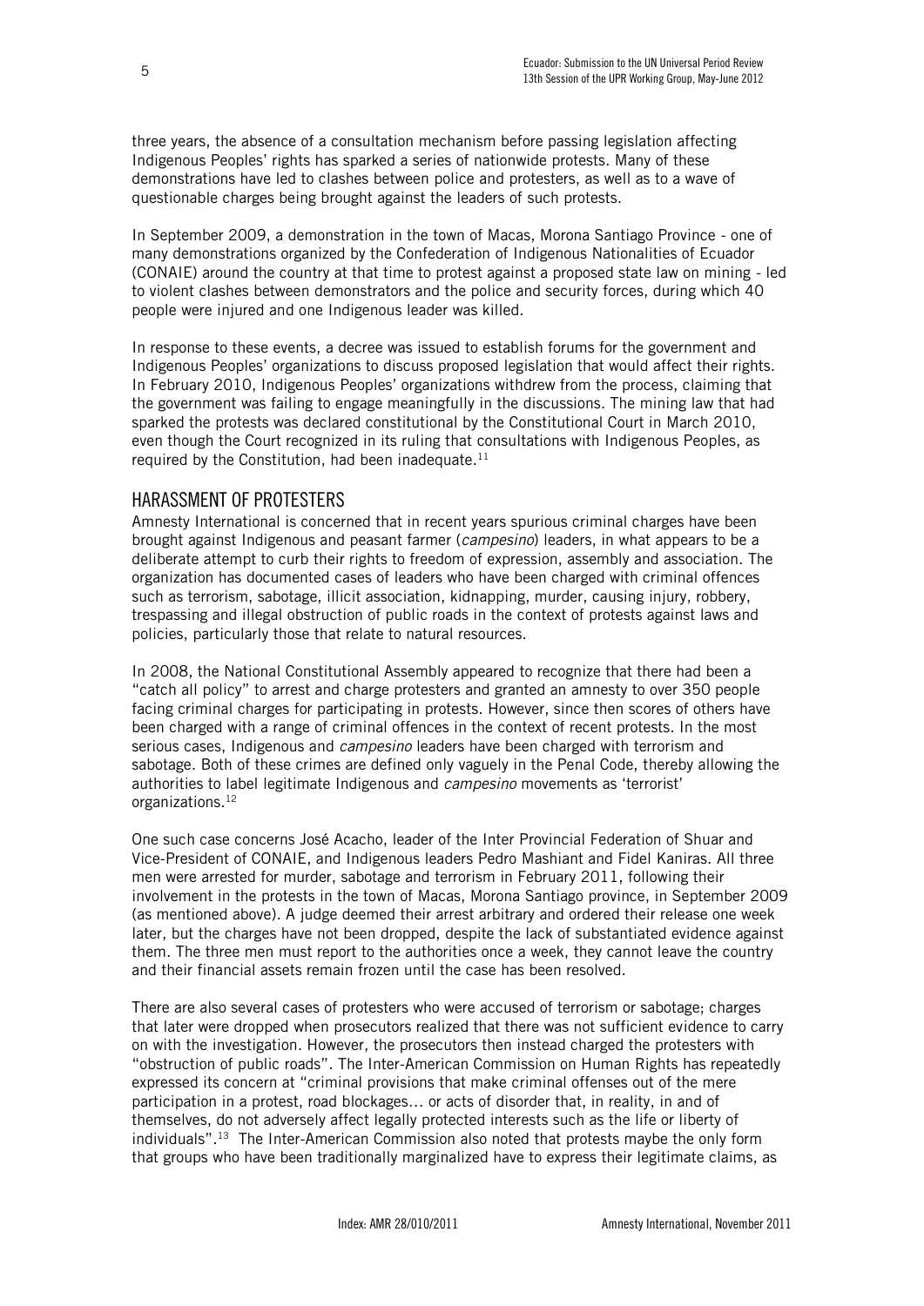three years, the absence of a consultation mechanism before passing legislation affecting Indigenous Peoples' rights has sparked a series of nationwide protests. Many of these demonstrations have led to clashes between police and protesters, as well as to a wave of questionable charges being brought against the leaders of such protests.

In September 2009, a demonstration in the town of Macas, Morona Santiago Province - one of many demonstrations organized by the Confederation of Indigenous Nationalities of Ecuador (CONAIE) around the country at that time to protest against a proposed state law on mining - led to violent clashes between demonstrators and the police and security forces, during which 40 people were injured and one Indigenous leader was killed.

In response to these events, a decree was issued to establish forums for the government and Indigenous Peoples' organizations to discuss proposed legislation that would affect their rights. In February 2010, Indigenous Peoples' organizations withdrew from the process, claiming that the government was failing to engage meaningfully in the discussions. The mining law that had sparked the protests was declared constitutional by the Constitutional Court in March 2010, even though the Court recognized in its ruling that consultations with Indigenous Peoples, as required by the Constitution, had been inadequate.[11]

## HARASSMENT OF PROTESTERS

Amnesty International is concerned that in recent years spurious criminal charges have been brought against Indigenous and peasant farmer (*campesino*) leaders, in what appears to be a deliberate attempt to curb their rights to freedom of expression, assembly and association. The organization has documented cases of leaders who have been charged with criminal offences such as terrorism, sabotage, illicit association, kidnapping, murder, causing injury, robbery, trespassing and illegal obstruction of public roads in the context of protests against laws and policies, particularly those that relate to natural resources.

In 2008, the National Constitutional Assembly appeared to recognize that there had been a "catch all policy" to arrest and charge protesters and granted an amnesty to over 350 people facing criminal charges for participating in protests. However, since then scores of others have been charged with a range of criminal offences in the context of recent protests. In the most serious cases, Indigenous and *campesino* leaders have been charged with terrorism and sabotage. Both of these crimes are defined only vaguely in the Penal Code, thereby allowing the authorities to label legitimate Indigenous and *campesino* movements as 'terrorist' organizations.[12]

One such case concerns José Acacho, leader of the Inter Provincial Federation of Shuar and Vice-President of CONAIE, and Indigenous leaders Pedro Mashiant and Fidel Kaniras. All three men were arrested for murder, sabotage and terrorism in February 2011, following their involvement in the protests in the town of Macas, Morona Santiago province, in September 2009 (as mentioned above). A judge deemed their arrest arbitrary and ordered their release one week later, but the charges have not been dropped, despite the lack of substantiated evidence against them. The three men must report to the authorities once a week, they cannot leave the country and their financial assets remain frozen until the case has been resolved.

There are also several cases of protesters who were accused of terrorism or sabotage; charges that later were dropped when prosecutors realized that there was not sufficient evidence to carry on with the investigation. However, the prosecutors then instead charged the protesters with "obstruction of public roads". The Inter-American Commission on Human Rights has repeatedly expressed its concern at "criminal provisions that make criminal offenses out of the mere participation in a protest, road blockages… or acts of disorder that, in reality, in and of themselves, do not adversely affect legally protected interests such as the life or liberty of individuals".[13] The Inter-American Commission also noted that protests maybe the only form that groups who have been traditionally marginalized have to express their legitimate claims, as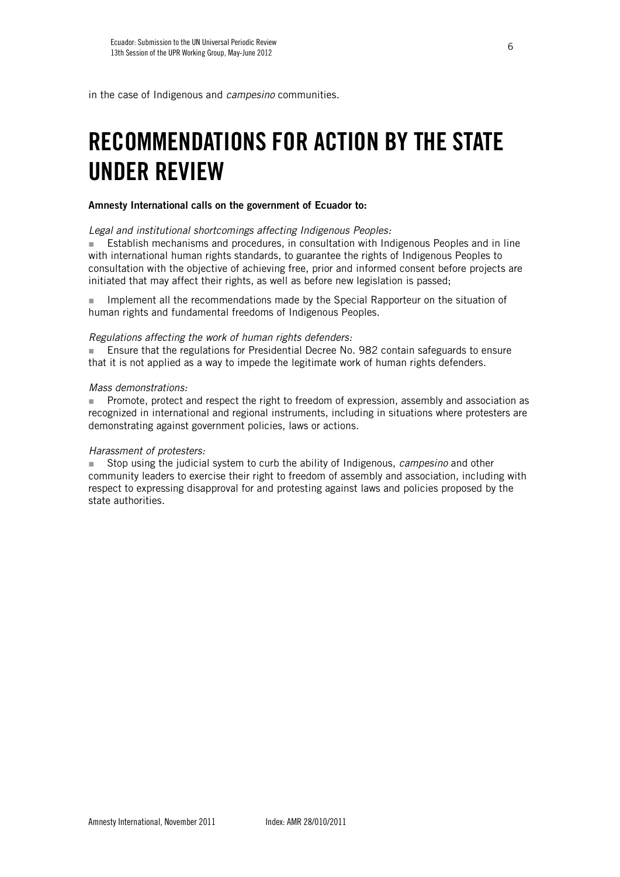in the case of Indigenous and *campesino* communities.

# RECOMMENDATIONS FOR ACTION BY THE STATE UNDER REVIEW

**Amnesty International calls on the government of Ecuador to:**

*Legal and institutional shortcomings affecting Indigenous Peoples:*

- Establish mechanisms and procedures, in consultation with Indigenous Peoples and in line with international human rights standards, to guarantee the rights of Indigenous Peoples to consultation with the objective of achieving free, prior and informed consent before projects are initiated that may affect their rights, as well as before new legislation is passed;
- Implement all the recommendations made by the Special Rapporteur on the situation of human rights and fundamental freedoms of Indigenous Peoples.

*Regulations affecting the work of human rights defenders:*

- Ensure that the regulations for Presidential Decree No. 982 contain safeguards to ensure that it is not applied as a way to impede the legitimate work of human rights defenders.

*Mass demonstrations:*

- Promote, protect and respect the right to freedom of expression, assembly and association as recognized in international and regional instruments, including in situations where protesters are demonstrating against government policies, laws or actions.

*Harassment of protesters:*

- Stop using the judicial system to curb the ability of Indigenous, *campesino* and other community leaders to exercise their right to freedom of assembly and association, including with respect to expressing disapproval for and protesting against laws and policies proposed by the state authorities.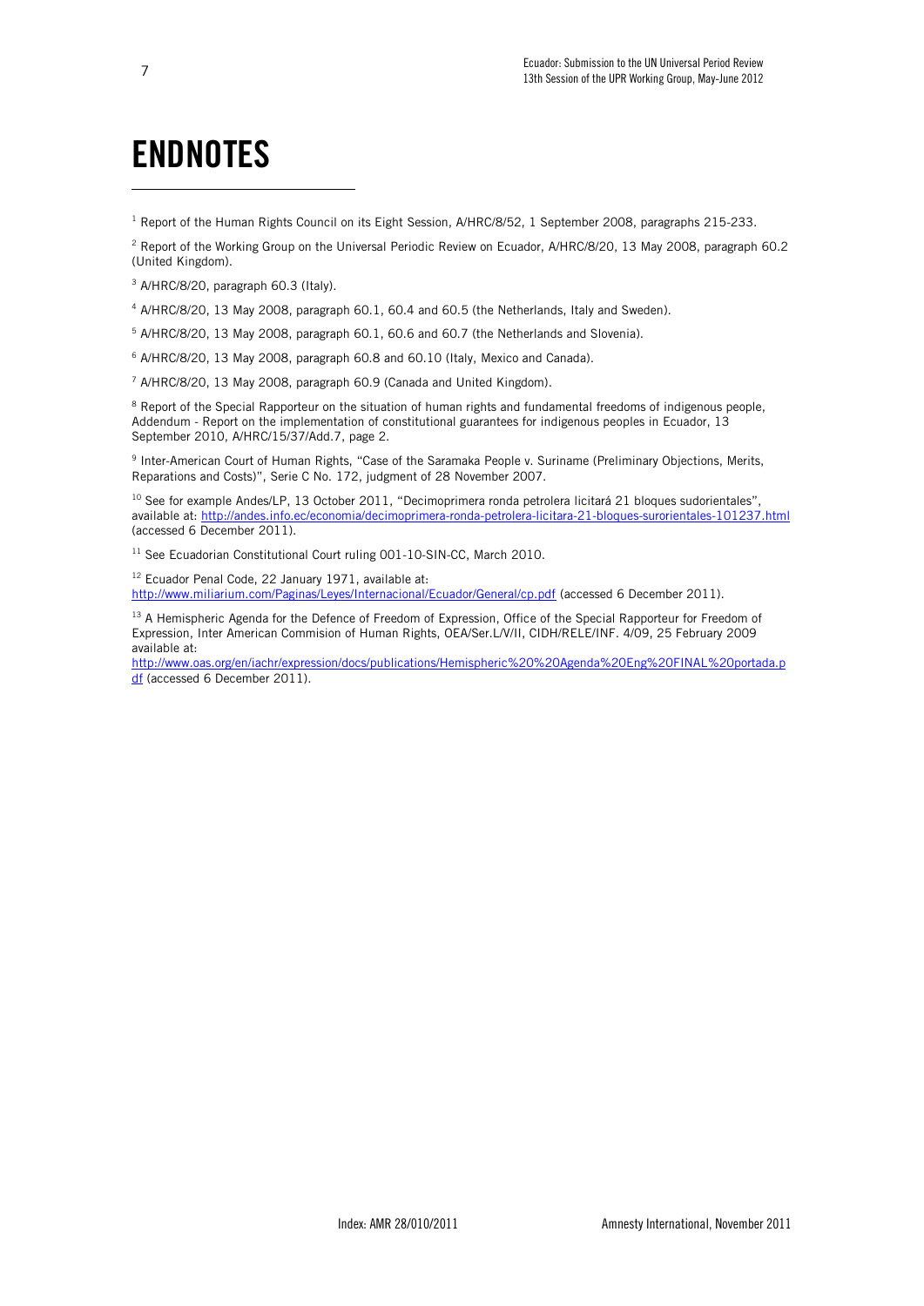# ENDNOTES

[1] Report of the Human Rights Council on its Eight Session, A/HRC/8/52, 1 September 2008, paragraphs 215-233.

[2] Report of the Working Group on the Universal Periodic Review on Ecuador, A/HRC/8/20, 13 May 2008, paragraph 60.2 (United Kingdom).

[3] A/HRC/8/20, paragraph 60.3 (Italy).

[4] A/HRC/8/20, 13 May 2008, paragraph 60.1, 60.4 and 60.5 (the Netherlands, Italy and Sweden).

[5] A/HRC/8/20, 13 May 2008, paragraph 60.1, 60.6 and 60.7 (the Netherlands and Slovenia).

[6] A/HRC/8/20, 13 May 2008, paragraph 60.8 and 60.10 (Italy, Mexico and Canada).

[7] A/HRC/8/20, 13 May 2008, paragraph 60.9 (Canada and United Kingdom).

[8] Report of the Special Rapporteur on the situation of human rights and fundamental freedoms of indigenous people, Addendum - Report on the implementation of constitutional guarantees for indigenous peoples in Ecuador, 13 September 2010, A/HRC/15/37/Add.7, page 2.

[9] Inter-American Court of Human Rights, "Case of the Saramaka People v. Suriname (Preliminary Objections, Merits, Reparations and Costs)", Serie C No. 172, judgment of 28 November 2007.

[10] See for example Andes/LP, 13 October 2011, "Decimoprimera ronda petrolera licitará 21 bloques sudorientales", available at: http://andes.info.ec/economia/decimoprimera-ronda-petrolera-licitara-21-bloques-surorientales-101237.html (accessed 6 December 2011).

[11] See Ecuadorian Constitutional Court ruling 001-10-SIN-CC, March 2010.

[12] Ecuador Penal Code, 22 January 1971, available at: http://www.miliarium.com/Paginas/Leyes/Internacional/Ecuador/General/cp.pdf (accessed 6 December 2011).

[13] A Hemispheric Agenda for the Defence of Freedom of Expression, Office of the Special Rapporteur for Freedom of Expression, Inter American Commision of Human Rights, OEA/Ser.L/V/II, CIDH/RELE/INF. 4/09, 25 February 2009 available at: http://www.oas.org/en/iachr/expression/docs/publications/Hemispheric%20%20Agenda%20Eng%20FINAL%20portada.pdf (accessed 6 December 2011).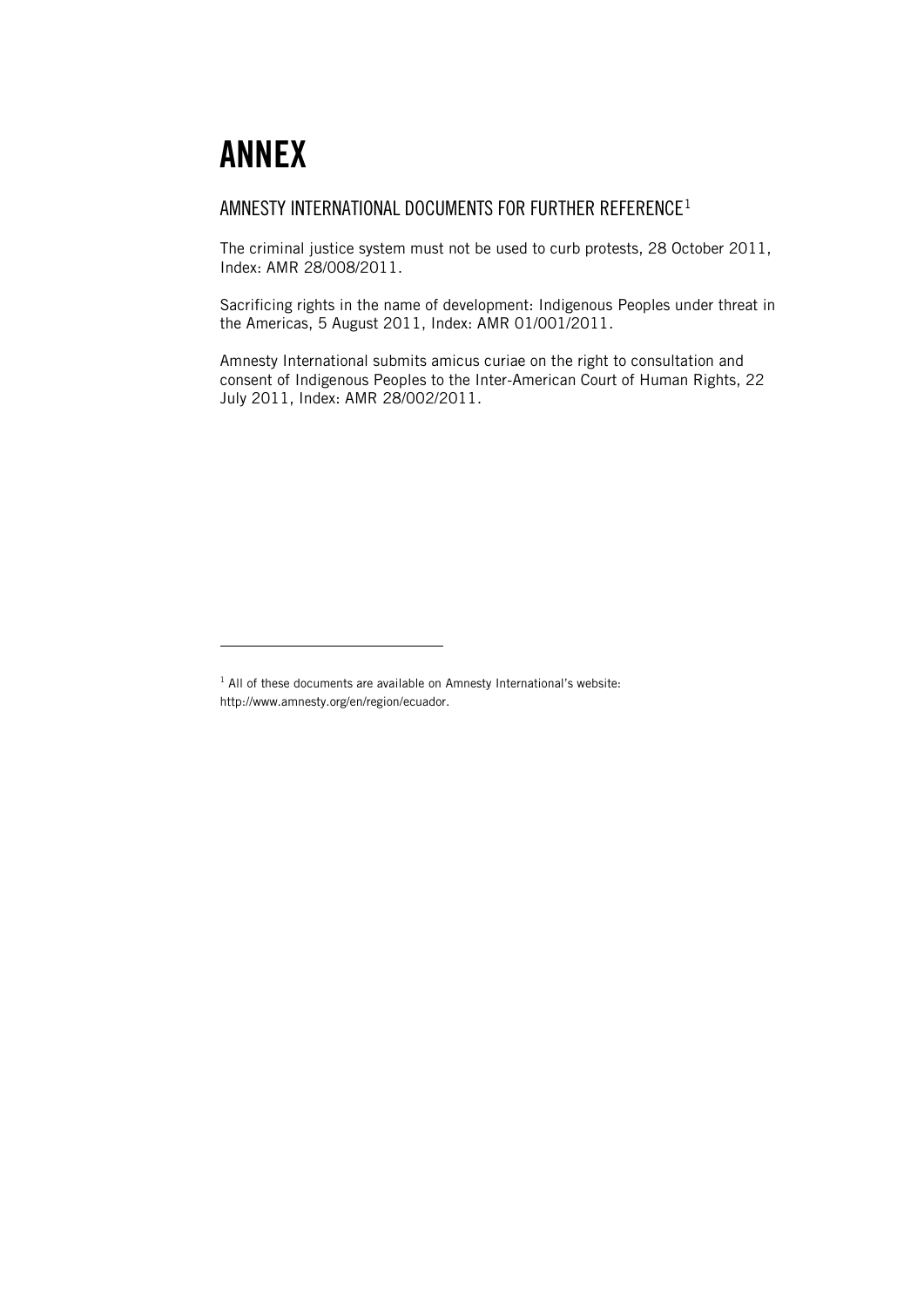# ANNEX

## AMNESTY INTERNATIONAL DOCUMENTS FOR FURTHER REFERENCE[1]

The criminal justice system must not be used to curb protests, 28 October 2011, Index: AMR 28/008/2011.

Sacrificing rights in the name of development: Indigenous Peoples under threat in the Americas, 5 August 2011, Index: AMR 01/001/2011.

Amnesty International submits amicus curiae on the right to consultation and consent of Indigenous Peoples to the Inter-American Court of Human Rights, 22 July 2011, Index: AMR 28/002/2011.

---

[1] All of these documents are available on Amnesty International's website: http://www.amnesty.org/en/region/ecuador.